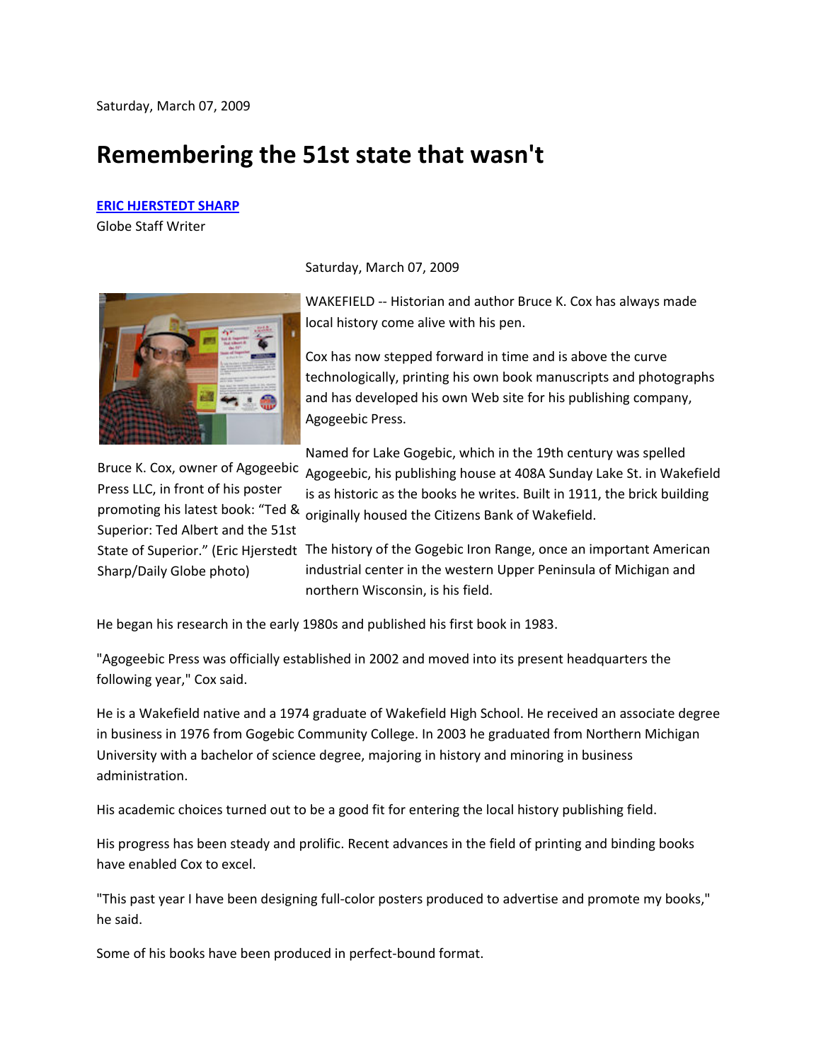Saturday, March 07, 2009

# Remembering the 51st state that wasn't

**ERIC HJERSTEDT SHARP**
Globe Staff Writer

Saturday, March 07, 2009

Bruce K. Cox, owner of Agogeebic Press LLC, in front of his poster promoting his latest book: "Ted & Superior: Ted Albert and the 51st State of Superior." (Eric Hjerstedt Sharp/Daily Globe photo)

WAKEFIELD -- Historian and author Bruce K. Cox has always made local history come alive with his pen.

Cox has now stepped forward in time and is above the curve technologically, printing his own book manuscripts and photographs and has developed his own Web site for his publishing company, Agogeebic Press.

Named for Lake Gogebic, which in the 19th century was spelled Agogeebic, his publishing house at 408A Sunday Lake St. in Wakefield is as historic as the books he writes. Built in 1911, the brick building originally housed the Citizens Bank of Wakefield.

The history of the Gogebic Iron Range, once an important American industrial center in the western Upper Peninsula of Michigan and northern Wisconsin, is his field.

He began his research in the early 1980s and published his first book in 1983.

"Agogeebic Press was officially established in 2002 and moved into its present headquarters the following year," Cox said.

He is a Wakefield native and a 1974 graduate of Wakefield High School. He received an associate degree in business in 1976 from Gogebic Community College. In 2003 he graduated from Northern Michigan University with a bachelor of science degree, majoring in history and minoring in business administration.

His academic choices turned out to be a good fit for entering the local history publishing field.

His progress has been steady and prolific. Recent advances in the field of printing and binding books have enabled Cox to excel.

"This past year I have been designing full-color posters produced to advertise and promote my books," he said.

Some of his books have been produced in perfect-bound format.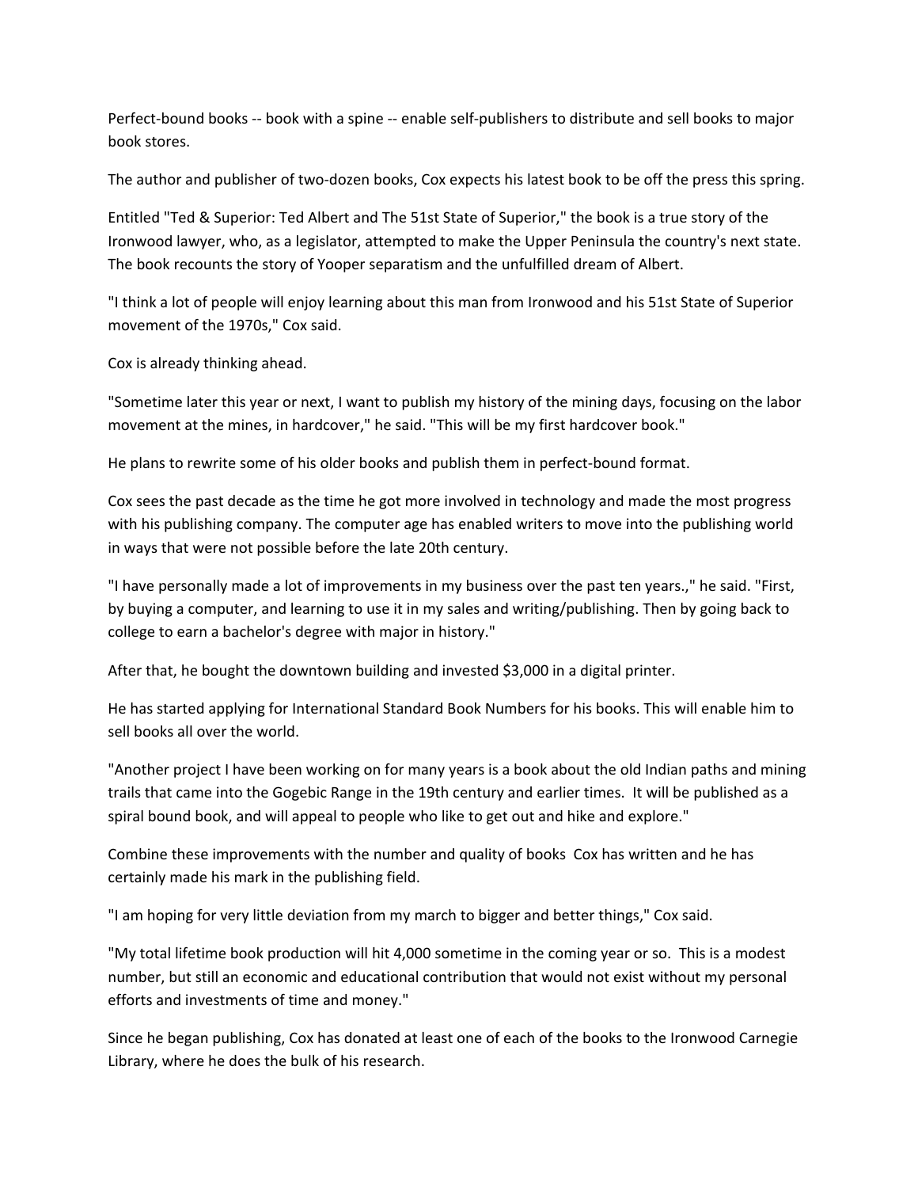Perfect-bound books -- book with a spine -- enable self-publishers to distribute and sell books to major book stores.

The author and publisher of two-dozen books, Cox expects his latest book to be off the press this spring.

Entitled "Ted & Superior: Ted Albert and The 51st State of Superior," the book is a true story of the Ironwood lawyer, who, as a legislator, attempted to make the Upper Peninsula the country's next state. The book recounts the story of Yooper separatism and the unfulfilled dream of Albert.

"I think a lot of people will enjoy learning about this man from Ironwood and his 51st State of Superior movement of the 1970s," Cox said.

Cox is already thinking ahead.

"Sometime later this year or next, I want to publish my history of the mining days, focusing on the labor movement at the mines, in hardcover," he said. "This will be my first hardcover book."

He plans to rewrite some of his older books and publish them in perfect-bound format.

Cox sees the past decade as the time he got more involved in technology and made the most progress with his publishing company. The computer age has enabled writers to move into the publishing world in ways that were not possible before the late 20th century.

"I have personally made a lot of improvements in my business over the past ten years.," he said. "First, by buying a computer, and learning to use it in my sales and writing/publishing. Then by going back to college to earn a bachelor's degree with major in history."

After that, he bought the downtown building and invested $3,000 in a digital printer.

He has started applying for International Standard Book Numbers for his books. This will enable him to sell books all over the world.

"Another project I have been working on for many years is a book about the old Indian paths and mining trails that came into the Gogebic Range in the 19th century and earlier times. It will be published as a spiral bound book, and will appeal to people who like to get out and hike and explore."

Combine these improvements with the number and quality of books Cox has written and he has certainly made his mark in the publishing field.

"I am hoping for very little deviation from my march to bigger and better things," Cox said.

"My total lifetime book production will hit 4,000 sometime in the coming year or so. This is a modest number, but still an economic and educational contribution that would not exist without my personal efforts and investments of time and money."

Since he began publishing, Cox has donated at least one of each of the books to the Ironwood Carnegie Library, where he does the bulk of his research.